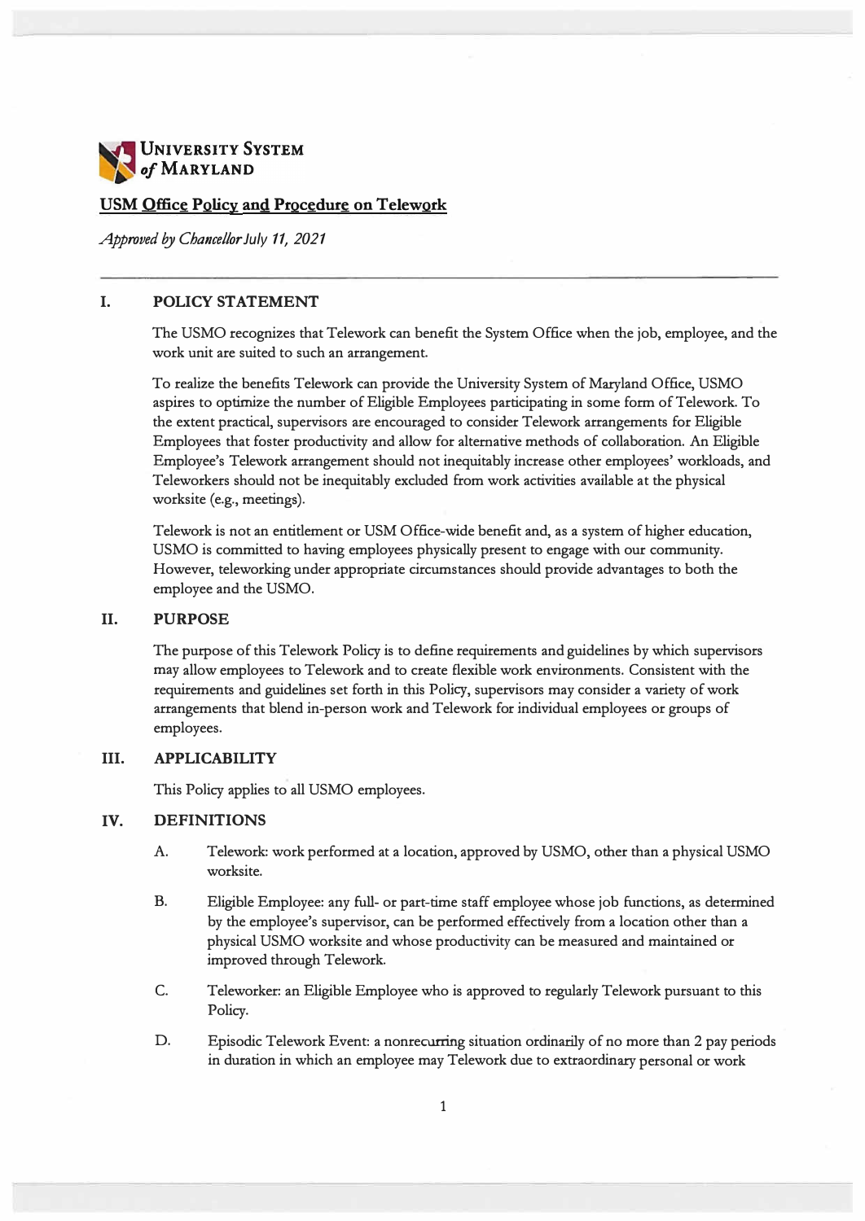UNIVERSITY SYSTEM of MARYLAND

# USM Office Policy and Procedure on Telework

*Approved by Chancellor July 11, 2021*

## I. POLICY STATEMENT

The USMO recognizes that Telework can benefit the System Office when the job, employee, and the work unit are suited to such an arrangement.

To realize the benefits Telework can provide the University System of Maryland Office, USMO aspires to optimize the number of Eligible Employees participating in some form of Telework. To the extent practical, supervisors are encouraged to consider Telework arrangements for Eligible Employees that foster productivity and allow for alternative methods of collaboration. An Eligible Employee's Telework arrangement should not inequitably increase other employees' workloads, and Teleworkers should not be inequitably excluded from work activities available at the physical worksite (e.g., meetings).

Telework is not an entitlement or USM Office-wide benefit and, as a system of higher education, USMO is committed to having employees physically present to engage with our community. However, teleworking under appropriate circumstances should provide advantages to both the employee and the USMO.

## II. PURPOSE

The purpose of this Telework Policy is to define requirements and guidelines by which supervisors may allow employees to Telework and to create flexible work environments. Consistent with the requirements and guidelines set forth in this Policy, supervisors may consider a variety of work arrangements that blend in-person work and Telework for individual employees or groups of employees.

## III. APPLICABILITY

This Policy applies to all USMO employees.

## IV. DEFINITIONS

A. Telework: work performed at a location, approved by USMO, other than a physical USMO worksite.

B. Eligible Employee: any full- or part-time staff employee whose job functions, as determined by the employee's supervisor, can be performed effectively from a location other than a physical USMO worksite and whose productivity can be measured and maintained or improved through Telework.

C. Teleworker: an Eligible Employee who is approved to regularly Telework pursuant to this Policy.

D. Episodic Telework Event: a nonrecurring situation ordinarily of no more than 2 pay periods in duration in which an employee may Telework due to extraordinary personal or work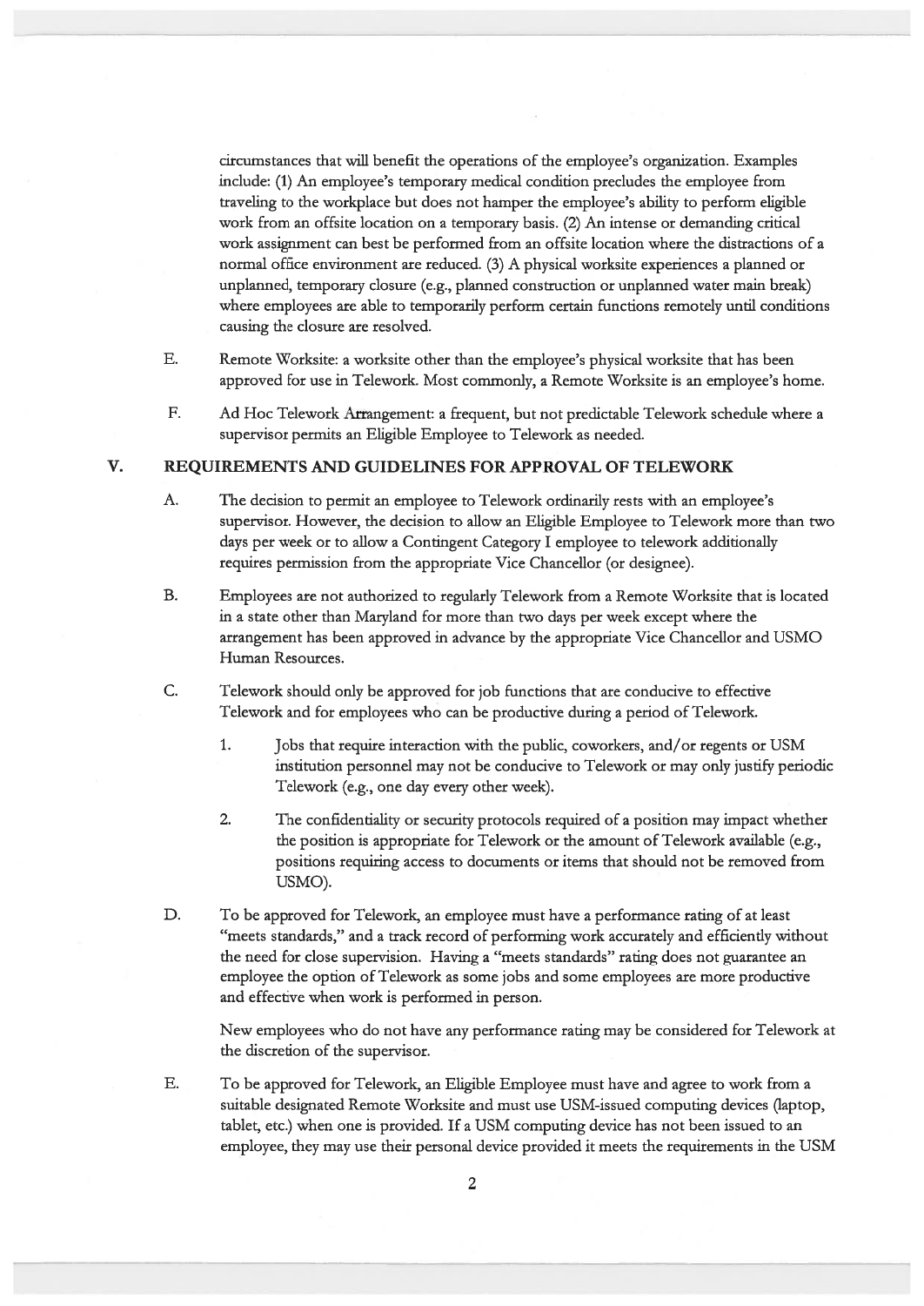circumstances that will benefit the operations of the employee's organization. Examples include: (1) An employee's temporary medical condition precludes the employee from traveling to the workplace but does not hamper the employee's ability to perform eligible work from an offsite location on a temporary basis. (2) An intense or demanding critical work assignment can best be performed from an offsite location where the distractions of a normal office environment are reduced. (3) A physical worksite experiences a planned or unplanned, temporary closure (e.g., planned construction or unplanned water main break) where employees are able to temporarily perform certain functions remotely until conditions causing the closure are resolved.

E. Remote Worksite: a worksite other than the employee's physical worksite that has been approved for use in Telework. Most commonly, a Remote Worksite is an employee's home.

F. Ad Hoc Telework Arrangement: a frequent, but not predictable Telework schedule where a supervisor permits an Eligible Employee to Telework as needed.

## V. REQUIREMENTS AND GUIDELINES FOR APPROVAL OF TELEWORK

A. The decision to permit an employee to Telework ordinarily rests with an employee's supervisor. However, the decision to allow an Eligible Employee to Telework more than two days per week or to allow a Contingent Category I employee to telework additionally requires permission from the appropriate Vice Chancellor (or designee).

B. Employees are not authorized to regularly Telework from a Remote Worksite that is located in a state other than Maryland for more than two days per week except where the arrangement has been approved in advance by the appropriate Vice Chancellor and USMO Human Resources.

C. Telework should only be approved for job functions that are conducive to effective Telework and for employees who can be productive during a period of Telework.

1. Jobs that require interaction with the public, coworkers, and/or regents or USM institution personnel may not be conducive to Telework or may only justify periodic Telework (e.g., one day every other week).

2. The confidentiality or security protocols required of a position may impact whether the position is appropriate for Telework or the amount of Telework available (e.g., positions requiring access to documents or items that should not be removed from USMO).

D. To be approved for Telework, an employee must have a performance rating of at least "meets standards," and a track record of performing work accurately and efficiently without the need for close supervision. Having a "meets standards" rating does not guarantee an employee the option of Telework as some jobs and some employees are more productive and effective when work is performed in person.

New employees who do not have any performance rating may be considered for Telework at the discretion of the supervisor.

E. To be approved for Telework, an Eligible Employee must have and agree to work from a suitable designated Remote Worksite and must use USM-issued computing devices (laptop, tablet, etc.) when one is provided. If a USM computing device has not been issued to an employee, they may use their personal device provided it meets the requirements in the USM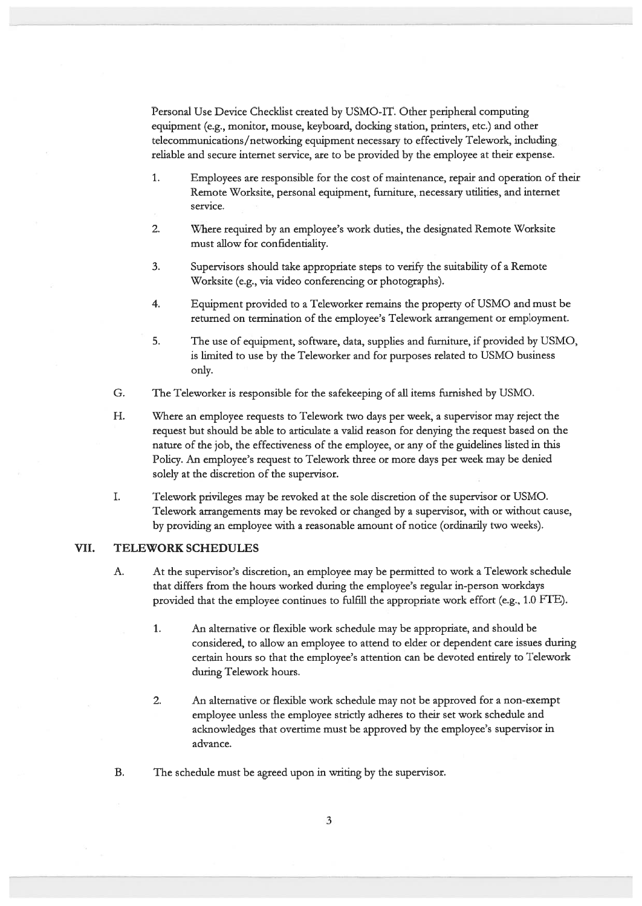Personal Use Device Checklist created by USMO-IT. Other peripheral computing equipment (e.g., monitor, mouse, keyboard, docking station, printers, etc.) and other telecommunications/networking equipment necessary to effectively Telework, including reliable and secure internet service, are to be provided by the employee at their expense.

1. Employees are responsible for the cost of maintenance, repair and operation of their Remote Worksite, personal equipment, furniture, necessary utilities, and internet service.

2. Where required by an employee's work duties, the designated Remote Worksite must allow for confidentiality.

3. Supervisors should take appropriate steps to verify the suitability of a Remote Worksite (e.g., via video conferencing or photographs).

4. Equipment provided to a Teleworker remains the property of USMO and must be returned on termination of the employee's Telework arrangement or employment.

5. The use of equipment, software, data, supplies and furniture, if provided by USMO, is limited to use by the Teleworker and for purposes related to USMO business only.

G. The Teleworker is responsible for the safekeeping of all items furnished by USMO.

H. Where an employee requests to Telework two days per week, a supervisor may reject the request but should be able to articulate a valid reason for denying the request based on the nature of the job, the effectiveness of the employee, or any of the guidelines listed in this Policy. An employee's request to Telework three or more days per week may be denied solely at the discretion of the supervisor.

I. Telework privileges may be revoked at the sole discretion of the supervisor or USMO. Telework arrangements may be revoked or changed by a supervisor, with or without cause, by providing an employee with a reasonable amount of notice (ordinarily two weeks).

## VII. TELEWORK SCHEDULES

A. At the supervisor's discretion, an employee may be permitted to work a Telework schedule that differs from the hours worked during the employee's regular in-person workdays provided that the employee continues to fulfill the appropriate work effort (e.g., 1.0 FTE).

1. An alternative or flexible work schedule may be appropriate, and should be considered, to allow an employee to attend to elder or dependent care issues during certain hours so that the employee's attention can be devoted entirely to Telework during Telework hours.

2. An alternative or flexible work schedule may not be approved for a non-exempt employee unless the employee strictly adheres to their set work schedule and acknowledges that overtime must be approved by the employee's supervisor in advance.

B. The schedule must be agreed upon in writing by the supervisor.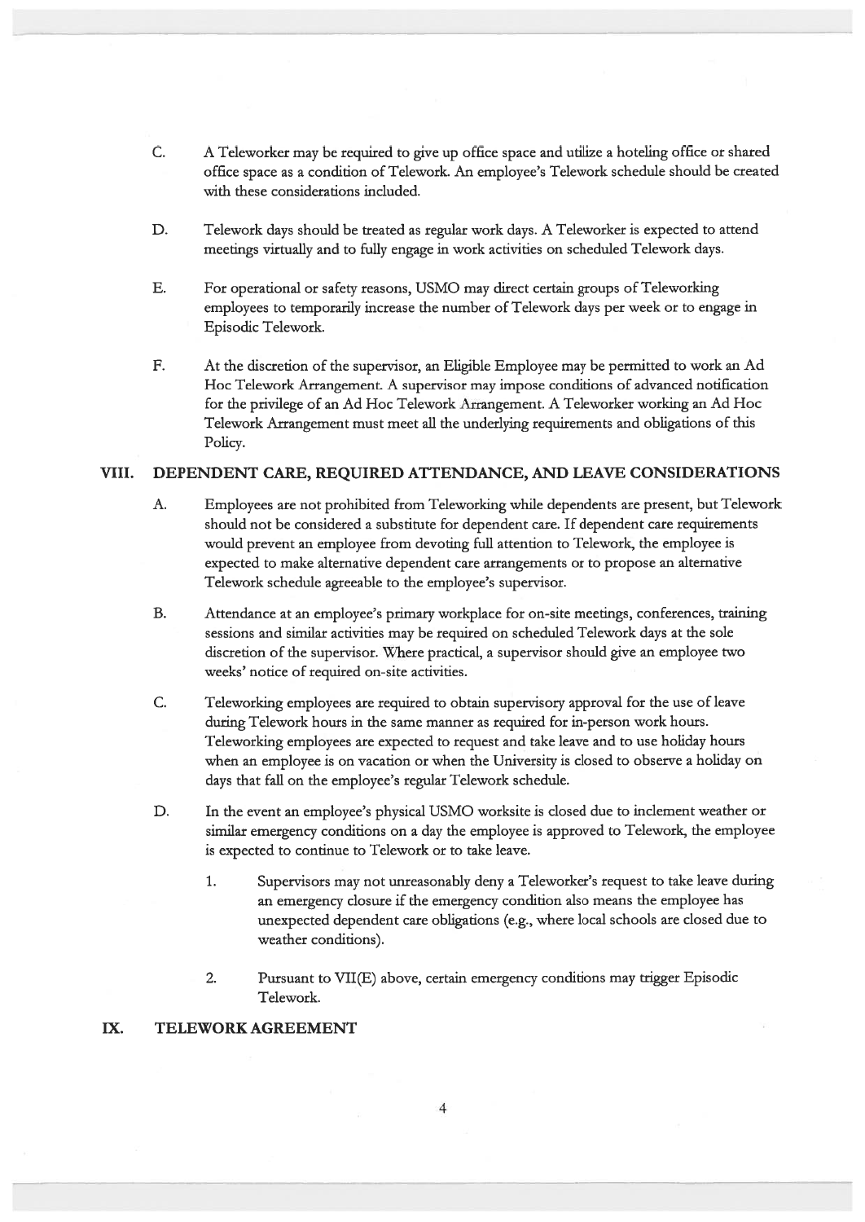C. A Teleworker may be required to give up office space and utilize a hoteling office or shared office space as a condition of Telework. An employee's Telework schedule should be created with these considerations included.

D. Telework days should be treated as regular work days. A Teleworker is expected to attend meetings virtually and to fully engage in work activities on scheduled Telework days.

E. For operational or safety reasons, USMO may direct certain groups of Teleworking employees to temporarily increase the number of Telework days per week or to engage in Episodic Telework.

F. At the discretion of the supervisor, an Eligible Employee may be permitted to work an Ad Hoc Telework Arrangement. A supervisor may impose conditions of advanced notification for the privilege of an Ad Hoc Telework Arrangement. A Teleworker working an Ad Hoc Telework Arrangement must meet all the underlying requirements and obligations of this Policy.

## VIII. DEPENDENT CARE, REQUIRED ATTENDANCE, AND LEAVE CONSIDERATIONS

A. Employees are not prohibited from Teleworking while dependents are present, but Telework should not be considered a substitute for dependent care. If dependent care requirements would prevent an employee from devoting full attention to Telework, the employee is expected to make alternative dependent care arrangements or to propose an alternative Telework schedule agreeable to the employee's supervisor.

B. Attendance at an employee's primary workplace for on-site meetings, conferences, training sessions and similar activities may be required on scheduled Telework days at the sole discretion of the supervisor. Where practical, a supervisor should give an employee two weeks' notice of required on-site activities.

C. Teleworking employees are required to obtain supervisory approval for the use of leave during Telework hours in the same manner as required for in-person work hours. Teleworking employees are expected to request and take leave and to use holiday hours when an employee is on vacation or when the University is closed to observe a holiday on days that fall on the employee's regular Telework schedule.

D. In the event an employee's physical USMO worksite is closed due to inclement weather or similar emergency conditions on a day the employee is approved to Telework, the employee is expected to continue to Telework or to take leave.

   1. Supervisors may not unreasonably deny a Teleworker's request to take leave during an emergency closure if the emergency condition also means the employee has unexpected dependent care obligations (e.g., where local schools are closed due to weather conditions).

   2. Pursuant to VII(E) above, certain emergency conditions may trigger Episodic Telework.

## IX. TELEWORK AGREEMENT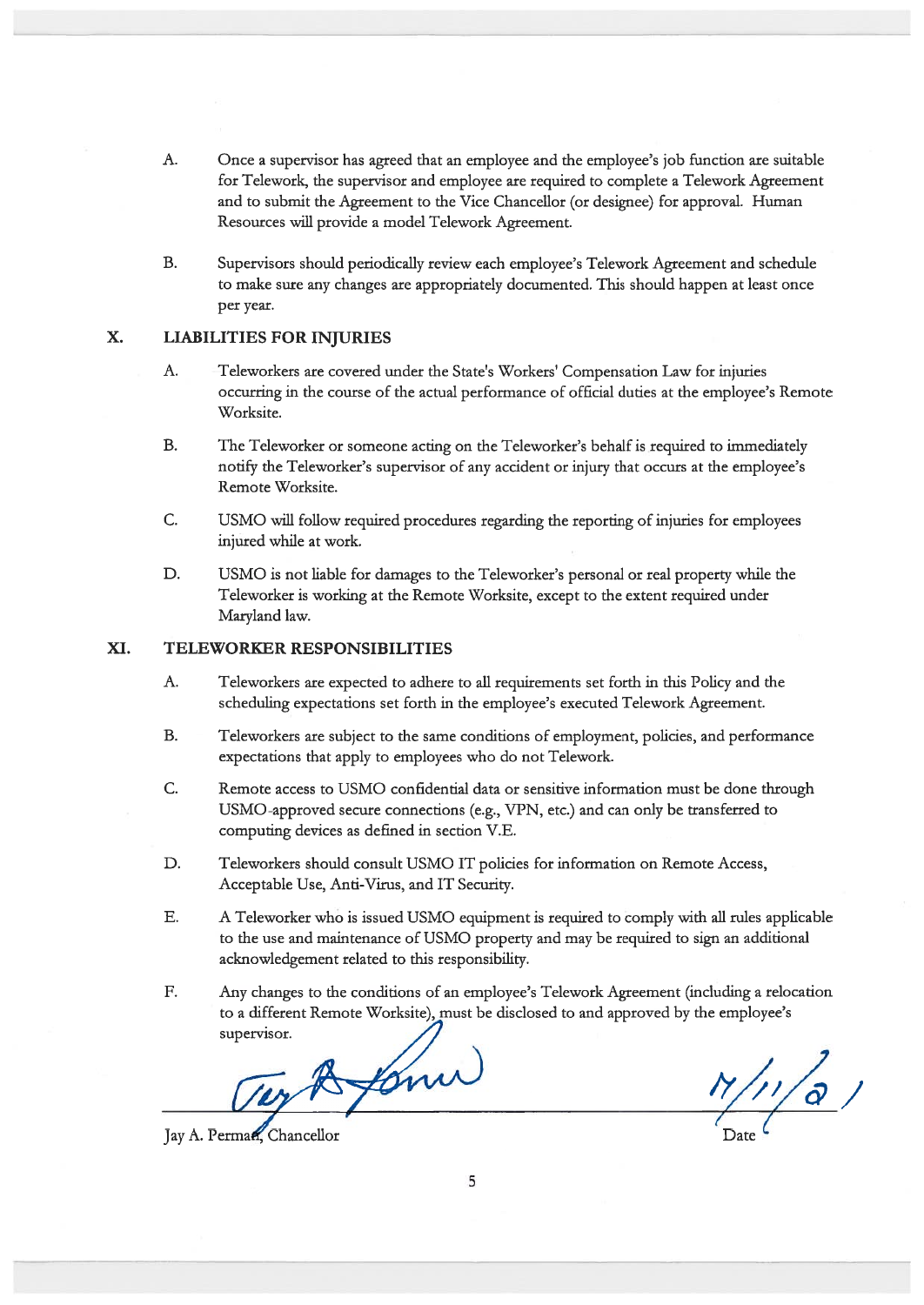A. Once a supervisor has agreed that an employee and the employee's job function are suitable for Telework, the supervisor and employee are required to complete a Telework Agreement and to submit the Agreement to the Vice Chancellor (or designee) for approval. Human Resources will provide a model Telework Agreement.

B. Supervisors should periodically review each employee's Telework Agreement and schedule to make sure any changes are appropriately documented. This should happen at least once per year.

## X. LIABILITIES FOR INJURIES

A. Teleworkers are covered under the State's Workers' Compensation Law for injuries occurring in the course of the actual performance of official duties at the employee's Remote Worksite.

B. The Teleworker or someone acting on the Teleworker's behalf is required to immediately notify the Teleworker's supervisor of any accident or injury that occurs at the employee's Remote Worksite.

C. USMO will follow required procedures regarding the reporting of injuries for employees injured while at work.

D. USMO is not liable for damages to the Teleworker's personal or real property while the Teleworker is working at the Remote Worksite, except to the extent required under Maryland law.

## XI. TELEWORKER RESPONSIBILITIES

A. Teleworkers are expected to adhere to all requirements set forth in this Policy and the scheduling expectations set forth in the employee's executed Telework Agreement.

B. Teleworkers are subject to the same conditions of employment, policies, and performance expectations that apply to employees who do not Telework.

C. Remote access to USMO confidential data or sensitive information must be done through USMO-approved secure connections (e.g., VPN, etc.) and can only be transferred to computing devices as defined in section V.E.

D. Teleworkers should consult USMO IT policies for information on Remote Access, Acceptable Use, Anti-Virus, and IT Security.

E. A Teleworker who is issued USMO equipment is required to comply with all rules applicable to the use and maintenance of USMO property and may be required to sign an additional acknowledgement related to this responsibility.

F. Any changes to the conditions of an employee's Telework Agreement (including a relocation to a different Remote Worksite), must be disclosed to and approved by the employee's supervisor.

[Signature] — 11/11/21

Jay A. Perman, Chancellor — Date